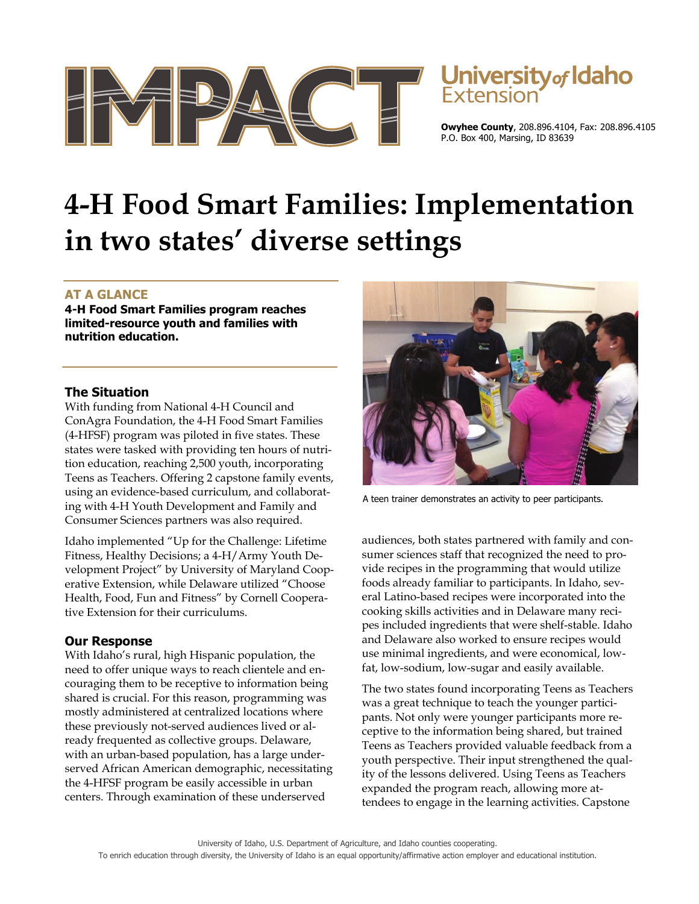IMPACT

University of Idaho Extension

**Owyhee County**, 208.896.4104, Fax: 208.896.4105
P.O. Box 400, Marsing, ID 83639

# 4-H Food Smart Families: Implementation in two states' diverse settings

## AT A GLANCE

**4-H Food Smart Families program reaches limited-resource youth and families with nutrition education.**

## The Situation

With funding from National 4-H Council and ConAgra Foundation, the 4-H Food Smart Families (4-HFSF) program was piloted in five states. These states were tasked with providing ten hours of nutrition education, reaching 2,500 youth, incorporating Teens as Teachers. Offering 2 capstone family events, using an evidence-based curriculum, and collaborating with 4-H Youth Development and Family and Consumer Sciences partners was also required.

Idaho implemented "Up for the Challenge: Lifetime Fitness, Healthy Decisions; a 4-H/Army Youth Development Project" by University of Maryland Cooperative Extension, while Delaware utilized "Choose Health, Food, Fun and Fitness" by Cornell Cooperative Extension for their curriculums.

## Our Response

With Idaho's rural, high Hispanic population, the need to offer unique ways to reach clientele and encouraging them to be receptive to information being shared is crucial. For this reason, programming was mostly administered at centralized locations where these previously not-served audiences lived or already frequented as collective groups. Delaware, with an urban-based population, has a large underserved African American demographic, necessitating the 4-HFSF program be easily accessible in urban centers. Through examination of these underserved audiences, both states partnered with family and consumer sciences staff that recognized the need to provide recipes in the programming that would utilize foods already familiar to participants. In Idaho, several Latino-based recipes were incorporated into the cooking skills activities and in Delaware many recipes included ingredients that were shelf-stable. Idaho and Delaware also worked to ensure recipes would use minimal ingredients, and were economical, low-fat, low-sodium, low-sugar and easily available.

A teen trainer demonstrates an activity to peer participants.

The two states found incorporating Teens as Teachers was a great technique to teach the younger participants. Not only were younger participants more receptive to the information being shared, but trained Teens as Teachers provided valuable feedback from a youth perspective. Their input strengthened the quality of the lessons delivered. Using Teens as Teachers expanded the program reach, allowing more attendees to engage in the learning activities. Capstone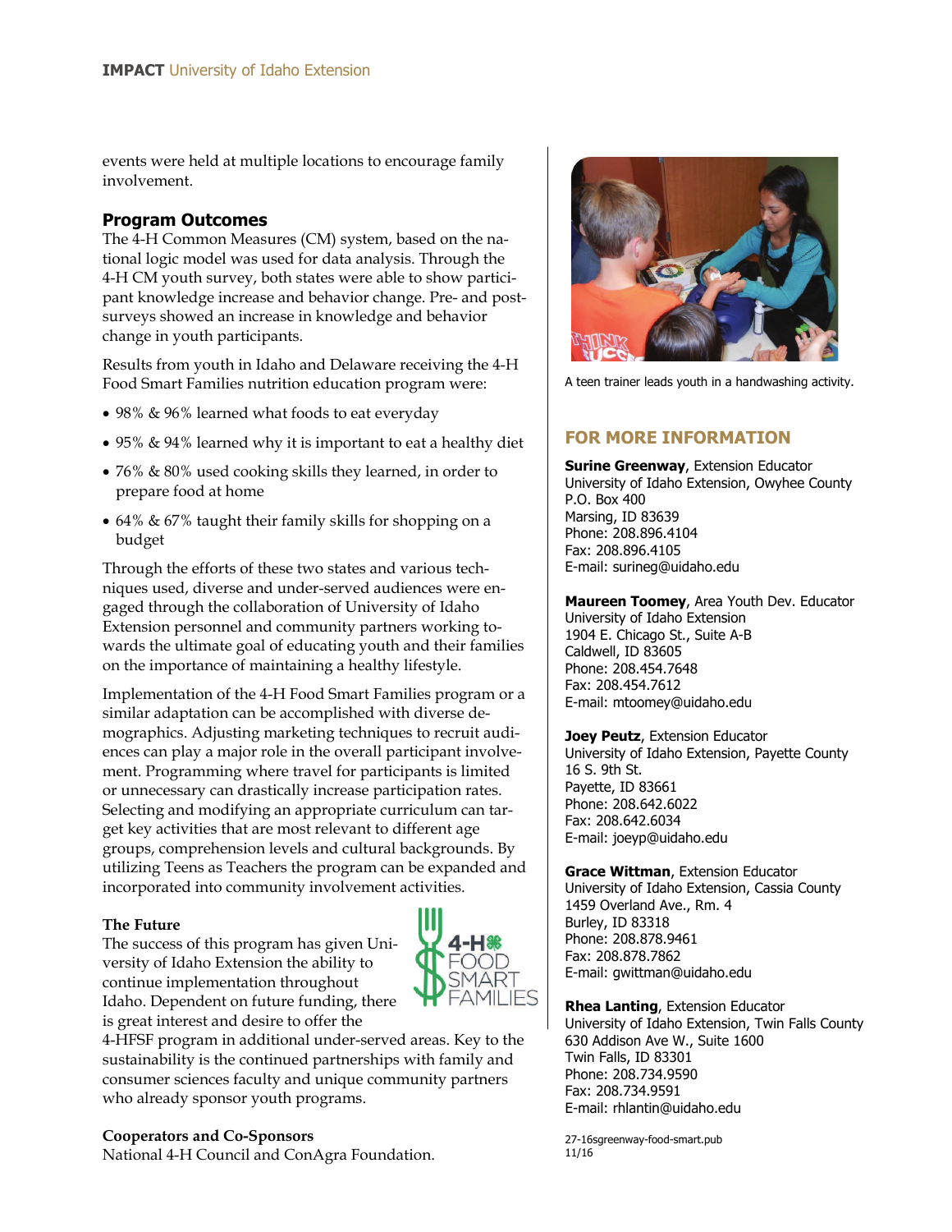events were held at multiple locations to encourage family involvement.

## Program Outcomes

The 4-H Common Measures (CM) system, based on the national logic model was used for data analysis. Through the 4-H CM youth survey, both states were able to show participant knowledge increase and behavior change. Pre- and post-surveys showed an increase in knowledge and behavior change in youth participants.

Results from youth in Idaho and Delaware receiving the 4-H Food Smart Families nutrition education program were:

- 98% & 96% learned what foods to eat everyday
- 95% & 94% learned why it is important to eat a healthy diet
- 76% & 80% used cooking skills they learned, in order to prepare food at home
- 64% & 67% taught their family skills for shopping on a budget

Through the efforts of these two states and various techniques used, diverse and under-served audiences were engaged through the collaboration of University of Idaho Extension personnel and community partners working towards the ultimate goal of educating youth and their families on the importance of maintaining a healthy lifestyle.

Implementation of the 4-H Food Smart Families program or a similar adaptation can be accomplished with diverse demographics. Adjusting marketing techniques to recruit audiences can play a major role in the overall participant involvement. Programming where travel for participants is limited or unnecessary can drastically increase participation rates. Selecting and modifying an appropriate curriculum can target key activities that are most relevant to different age groups, comprehension levels and cultural backgrounds. By utilizing Teens as Teachers the program can be expanded and incorporated into community involvement activities.

### The Future

The success of this program has given University of Idaho Extension the ability to continue implementation throughout Idaho. Dependent on future funding, there is great interest and desire to offer the 4-HFSF program in additional under-served areas. Key to the sustainability is the continued partnerships with family and consumer sciences faculty and unique community partners who already sponsor youth programs.

### Cooperators and Co-Sponsors

National 4-H Council and ConAgra Foundation.

A teen trainer leads youth in a handwashing activity.

## FOR MORE INFORMATION

**Surine Greenway**, Extension Educator
University of Idaho Extension, Owyhee County
P.O. Box 400
Marsing, ID 83639
Phone: 208.896.4104
Fax: 208.896.4105
E-mail: surineg@uidaho.edu

**Maureen Toomey**, Area Youth Dev. Educator
University of Idaho Extension
1904 E. Chicago St., Suite A-B
Caldwell, ID 83605
Phone: 208.454.7648
Fax: 208.454.7612
E-mail: mtoomey@uidaho.edu

**Joey Peutz**, Extension Educator
University of Idaho Extension, Payette County
16 S. 9th St.
Payette, ID 83661
Phone: 208.642.6022
Fax: 208.642.6034
E-mail: joeyp@uidaho.edu

**Grace Wittman**, Extension Educator
University of Idaho Extension, Cassia County
1459 Overland Ave., Rm. 4
Burley, ID 83318
Phone: 208.878.9461
Fax: 208.878.7862
E-mail: gwittman@uidaho.edu

**Rhea Lanting**, Extension Educator
University of Idaho Extension, Twin Falls County
630 Addison Ave W., Suite 1600
Twin Falls, ID 83301
Phone: 208.734.9590
Fax: 208.734.9591
E-mail: rhlantin@uidaho.edu

27-16sgreenway-food-smart.pub
11/16